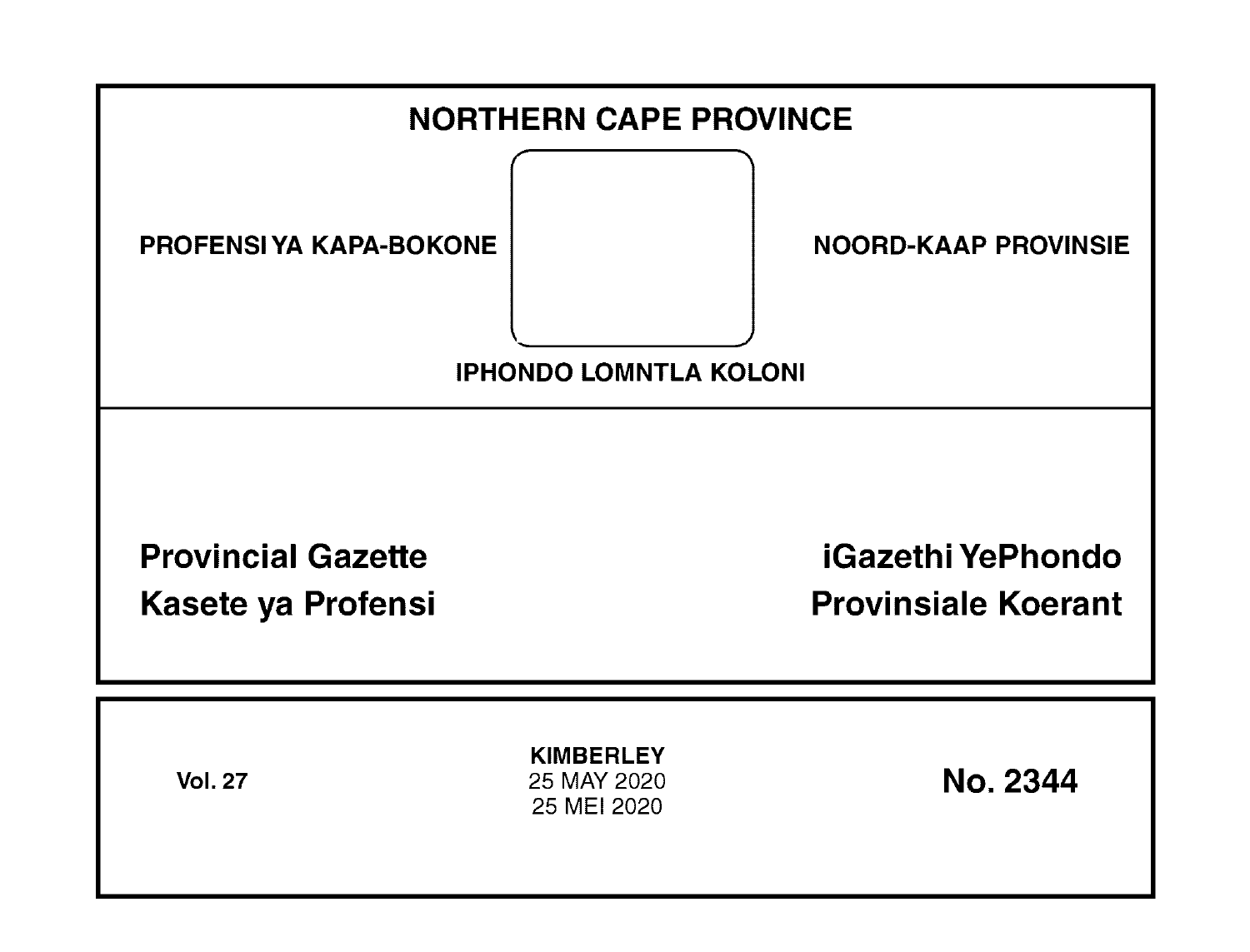# NORTHERN CAPE PROVINCE

PROFENSI YA KAPA-BOKONE

NOORD-KAAP PROVINSIE

IPHONDO LOMNTLA KOLONI

**Provincial Gazette**
**Kasete ya Profensi**

**iGazethi YePhondo**
**Provinsiale Koerant**

Vol. 27

**KIMBERLEY**
25 MAY 2020
25 MEI 2020

**No. 2344**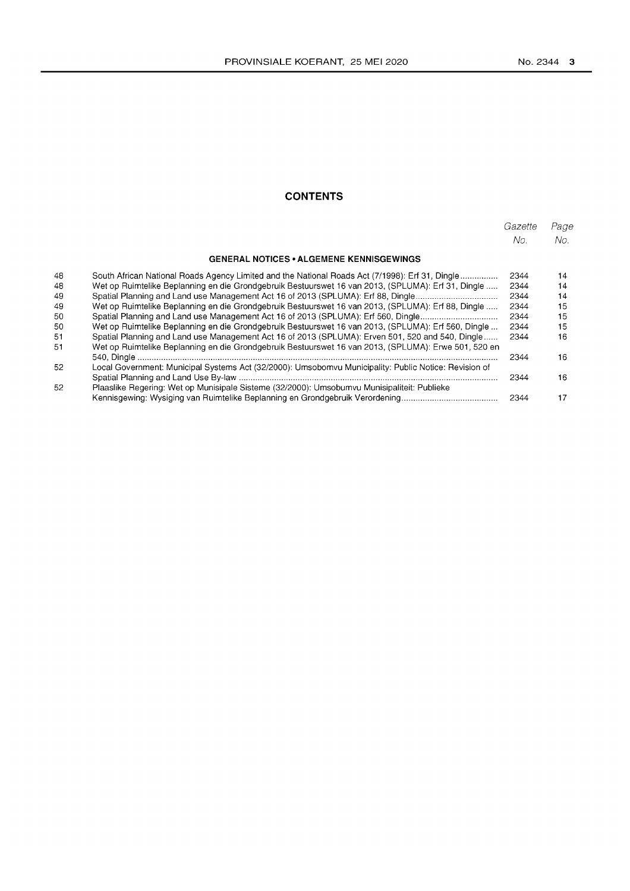## CONTENTS

| | | Gazette No. | Page No. |
|---|---|---|---|
| | **GENERAL NOTICES • ALGEMENE KENNISGEWINGS** | | |
| 48 | South African National Roads Agency Limited and the National Roads Act (7/1998): Erf 31, Dingle | 2344 | 14 |
| 48 | Wet op Ruimtelike Beplanning en die Grondgebruik Bestuurswet 16 van 2013, (SPLUMA): Erf 31, Dingle | 2344 | 14 |
| 49 | Spatial Planning and Land use Management Act 16 of 2013 (SPLUMA): Erf 88, Dingle | 2344 | 14 |
| 49 | Wet op Ruimtelike Beplanning en die Grondgebruik Bestuurswet 16 van 2013, (SPLUMA): Erf 88, Dingle | 2344 | 15 |
| 50 | Spatial Planning and Land use Management Act 16 of 2013 (SPLUMA): Erf 560, Dingle | 2344 | 15 |
| 50 | Wet op Ruimtelike Beplanning en die Grondgebruik Bestuurswet 16 van 2013, (SPLUMA): Erf 560, Dingle | 2344 | 15 |
| 51 | Spatial Planning and Land use Management Act 16 of 2013 (SPLUMA): Erven 501, 520 and 540, Dingle | 2344 | 16 |
| 51 | Wet op Ruimtelike Beplanning en die Grondgebruik Bestuurswet 16 van 2013, (SPLUMA): Erwe 501, 520 en 540, Dingle | 2344 | 16 |
| 52 | Local Government: Municipal Systems Act (32/2000): Umsobomvu Municipality: Public Notice: Revision of Spatial Planning and Land Use By-law | 2344 | 16 |
| 52 | Plaaslike Regering: Wet op Munisipale Sisteme (32/2000): Umsobumvu Munisipaliteit: Publieke Kennisgewing: Wysiging van Ruimtelike Beplanning en Grondgebruik Verordening | 2344 | 17 |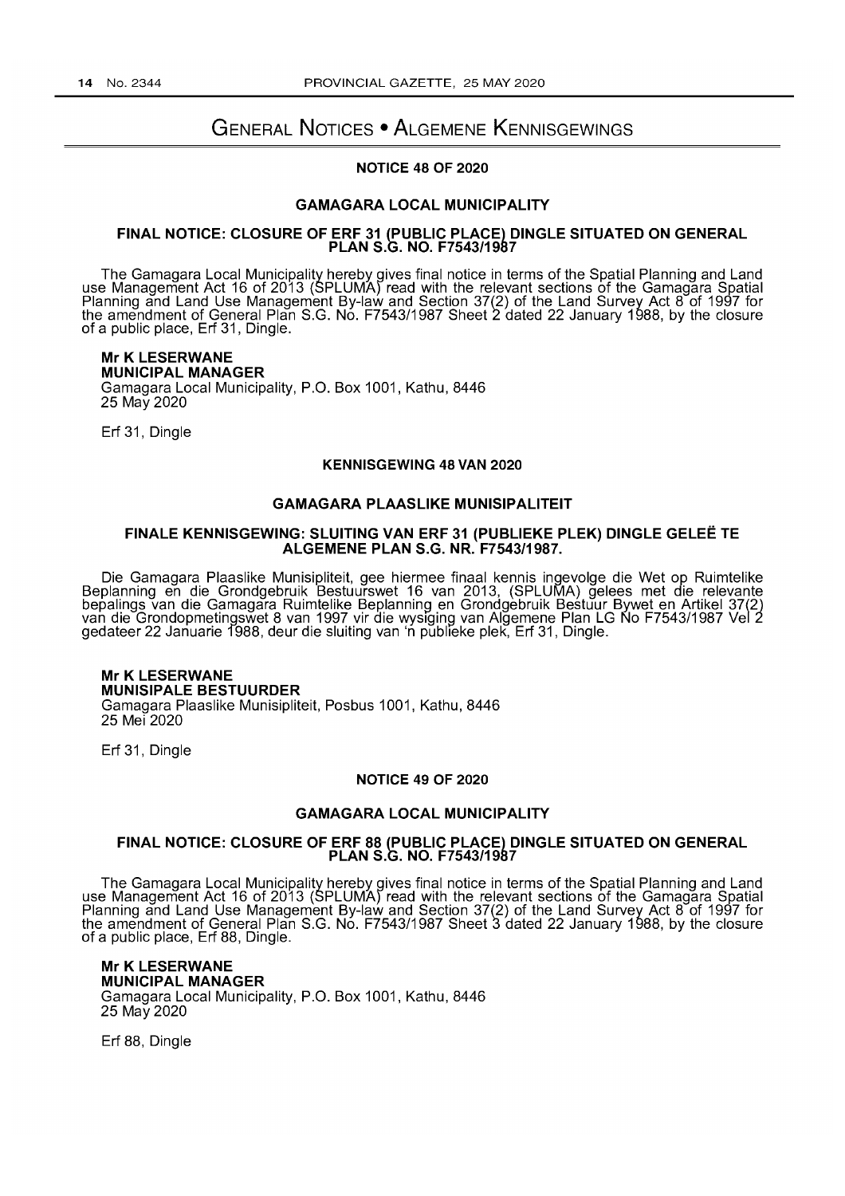# General Notices • Algemene Kennisgewings

## NOTICE 48 OF 2020

### GAMAGARA LOCAL MUNICIPALITY

#### FINAL NOTICE: CLOSURE OF ERF 31 (PUBLIC PLACE) DINGLE SITUATED ON GENERAL PLAN S.G. NO. F7543/1987

The Gamagara Local Municipality hereby gives final notice in terms of the Spatial Planning and Land use Management Act 16 of 2013 (SPLUMA) read with the relevant sections of the Gamagara Spatial Planning and Land Use Management By-law and Section 37(2) of the Land Survey Act 8 of 1997 for the amendment of General Plan S.G. No. F7543/1987 Sheet 2 dated 22 January 1988, by the closure of a public place, Erf 31, Dingle.

**Mr K LESERWANE**
**MUNICIPAL MANAGER**
Gamagara Local Municipality, P.O. Box 1001, Kathu, 8446
25 May 2020

Erf 31, Dingle

## KENNISGEWING 48 VAN 2020

### GAMAGARA PLAASLIKE MUNISIPALITEIT

#### FINALE KENNISGEWING: SLUITING VAN ERF 31 (PUBLIEKE PLEK) DINGLE GELEË TE ALGEMENE PLAN S.G. NR. F7543/1987.

Die Gamagara Plaaslike Munisipliteit, gee hiermee finaal kennis ingevolge die Wet op Ruimtelike Beplanning en die Grondgebruik Bestuurswet 16 van 2013, (SPLUMA) gelees met die relevante bepalings van die Gamagara Ruimtelike Beplanning en Grondgebruik Bestuur Bywet en Artikel 37(2) van die Grondopmetingswet 8 van 1997 vir die wysiging van Algemene Plan LG No F7543/1987 Vel 2 gedateer 22 Januarie 1988, deur die sluiting van 'n publieke plek, Erf 31, Dingle.

**Mr K LESERWANE**
**MUNISIPALE BESTUURDER**
Gamagara Plaaslike Munisipliteit, Posbus 1001, Kathu, 8446
25 Mei 2020

Erf 31, Dingle

## NOTICE 49 OF 2020

### GAMAGARA LOCAL MUNICIPALITY

#### FINAL NOTICE: CLOSURE OF ERF 88 (PUBLIC PLACE) DINGLE SITUATED ON GENERAL PLAN S.G. NO. F7543/1987

The Gamagara Local Municipality hereby gives final notice in terms of the Spatial Planning and Land use Management Act 16 of 2013 (SPLUMA) read with the relevant sections of the Gamagara Spatial Planning and Land Use Management By-law and Section 37(2) of the Land Survey Act 8 of 1997 for the amendment of General Plan S.G. No. F7543/1987 Sheet 3 dated 22 January 1988, by the closure of a public place, Erf 88, Dingle.

**Mr K LESERWANE**
**MUNICIPAL MANAGER**
Gamagara Local Municipality, P.O. Box 1001, Kathu, 8446
25 May 2020

Erf 88, Dingle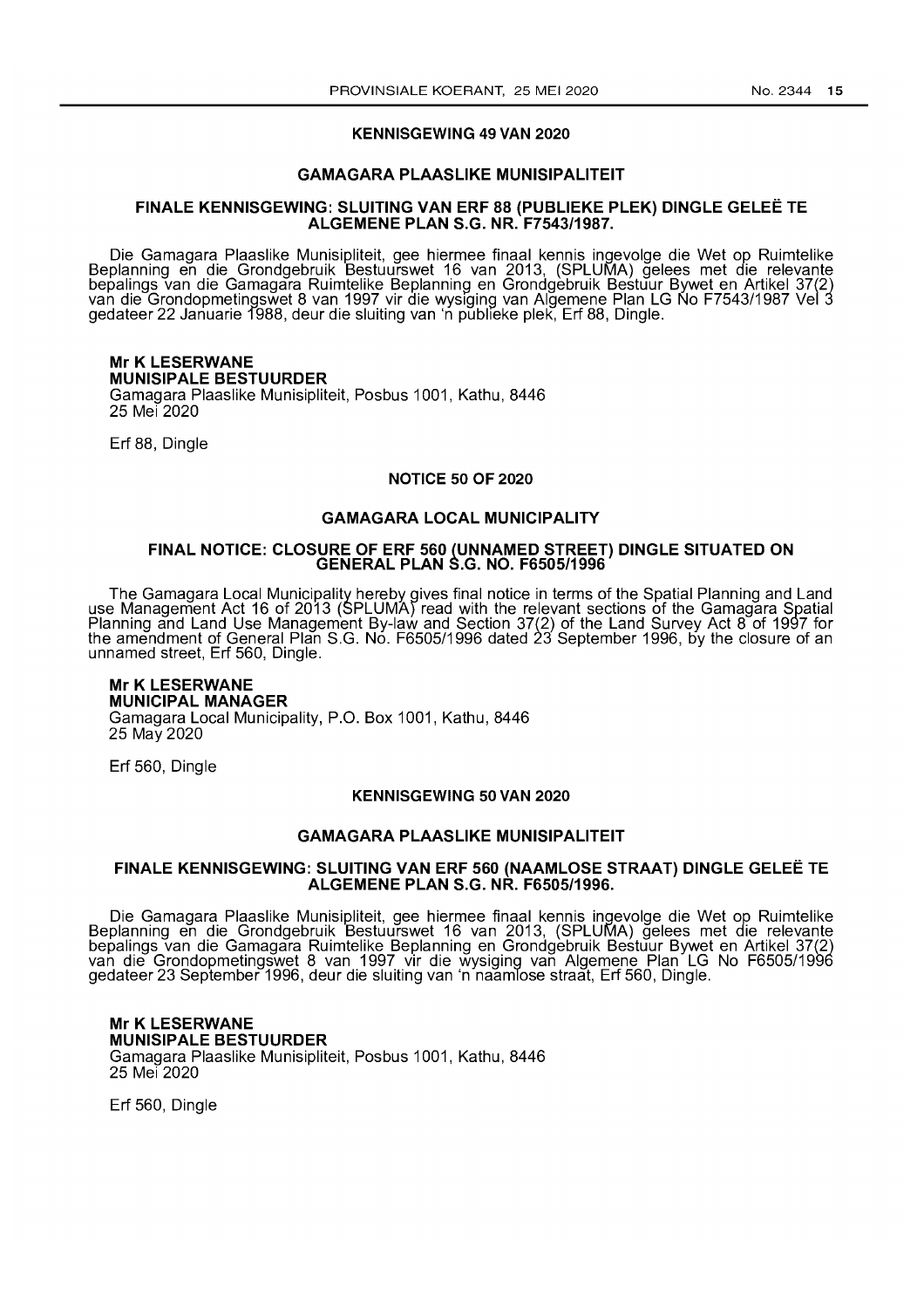### KENNISGEWING 49 VAN 2020

### GAMAGARA PLAASLIKE MUNISIPALITEIT

### FINALE KENNISGEWING: SLUITING VAN ERF 88 (PUBLIEKE PLEK) DINGLE GELEË TE ALGEMENE PLAN S.G. NR. F7543/1987.

Die Gamagara Plaaslike Munisipliteit, gee hiermee finaal kennis ingevolge die Wet op Ruimtelike Beplanning en die Grondgebruik Bestuurswet 16 van 2013, (SPLUMA) gelees met die relevante bepalings van die Gamagara Ruimtelike Beplanning en Grondgebruik Bestuur Bywet en Artikel 37(2) van die Grondopmetingswet 8 van 1997 vir die wysiging van Algemene Plan LG No F7543/1987 Vel 3 gedateer 22 Januarie 1988, deur die sluiting van 'n publieke plek, Erf 88, Dingle.

**Mr K LESERWANE**
**MUNISIPALE BESTUURDER**
Gamagara Plaaslike Munisipliteit, Posbus 1001, Kathu, 8446
25 Mei 2020

Erf 88, Dingle

### NOTICE 50 OF 2020

### GAMAGARA LOCAL MUNICIPALITY

### FINAL NOTICE: CLOSURE OF ERF 560 (UNNAMED STREET) DINGLE SITUATED ON GENERAL PLAN S.G. NO. F6505/1996

The Gamagara Local Municipality hereby gives final notice in terms of the Spatial Planning and Land use Management Act 16 of 2013 (SPLUMA) read with the relevant sections of the Gamagara Spatial Planning and Land Use Management By-law and Section 37(2) of the Land Survey Act 8 of 1997 for the amendment of General Plan S.G. No. F6505/1996 dated 23 September 1996, by the closure of an unnamed street, Erf 560, Dingle.

**Mr K LESERWANE**
**MUNICIPAL MANAGER**
Gamagara Local Municipality, P.O. Box 1001, Kathu, 8446
25 May 2020

Erf 560, Dingle

### KENNISGEWING 50 VAN 2020

### GAMAGARA PLAASLIKE MUNISIPALITEIT

### FINALE KENNISGEWING: SLUITING VAN ERF 560 (NAAMLOSE STRAAT) DINGLE GELEË TE ALGEMENE PLAN S.G. NR. F6505/1996.

Die Gamagara Plaaslike Munisipliteit, gee hiermee finaal kennis ingevolge die Wet op Ruimtelike Beplanning en die Grondgebruik Bestuurswet 16 van 2013, (SPLUMA) gelees met die relevante bepalings van die Gamagara Ruimtelike Beplanning en Grondgebruik Bestuur Bywet en Artikel 37(2) van die Grondopmetingswet 8 van 1997 vir die wysiging van Algemene Plan LG No F6505/1996 gedateer 23 September 1996, deur die sluiting van 'n naamlose straat, Erf 560, Dingle.

**Mr K LESERWANE**
**MUNISIPALE BESTUURDER**
Gamagara Plaaslike Munisipliteit, Posbus 1001, Kathu, 8446
25 Mei 2020

Erf 560, Dingle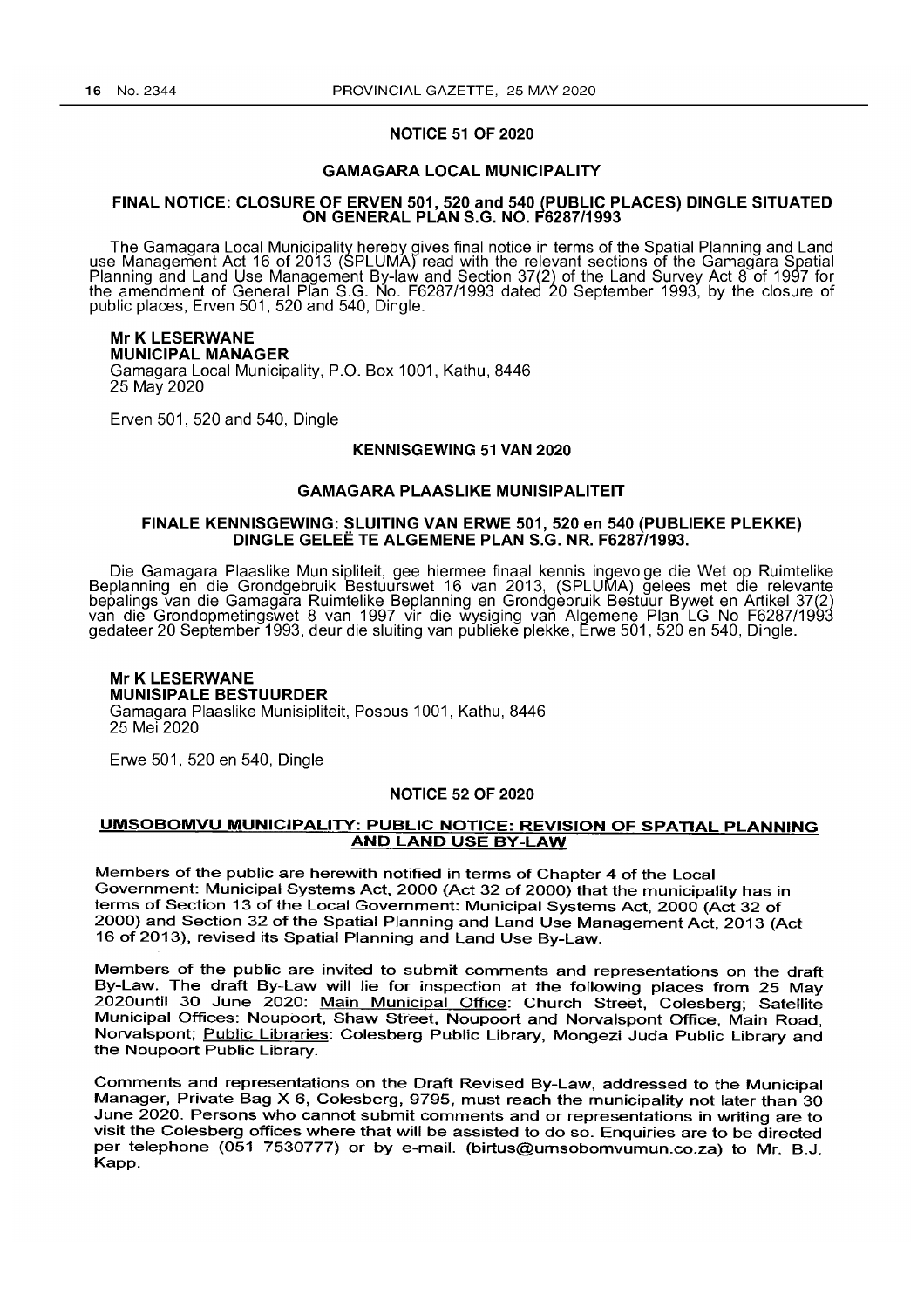## NOTICE 51 OF 2020

### GAMAGARA LOCAL MUNICIPALITY

### FINAL NOTICE: CLOSURE OF ERVEN 501, 520 and 540 (PUBLIC PLACES) DINGLE SITUATED ON GENERAL PLAN S.G. NO. F6287/1993

The Gamagara Local Municipality hereby gives final notice in terms of the Spatial Planning and Land use Management Act 16 of 2013 (SPLUMA) read with the relevant sections of the Gamagara Spatial Planning and Land Use Management By-law and Section 37(2) of the Land Survey Act 8 of 1997 for the amendment of General Plan S.G. No. F6287/1993 dated 20 September 1993, by the closure of public places, Erven 501, 520 and 540, Dingle.

**Mr K LESERWANE**
**MUNICIPAL MANAGER**
Gamagara Local Municipality, P.O. Box 1001, Kathu, 8446
25 May 2020

Erven 501, 520 and 540, Dingle

## KENNISGEWING 51 VAN 2020

### GAMAGARA PLAASLIKE MUNISIPALITEIT

### FINALE KENNISGEWING: SLUITING VAN ERWE 501, 520 en 540 (PUBLIEKE PLEKKE) DINGLE GELEË TE ALGEMENE PLAN S.G. NR. F6287/1993.

Die Gamagara Plaaslike Munisipliteit, gee hiermee finaal kennis ingevolge die Wet op Ruimtelike Beplanning en die Grondgebruik Bestuurswet 16 van 2013, (SPLUMA) gelees met die relevante bepalings van die Gamagara Ruimtelike Beplanning en Grondgebruik Bestuur Bywet en Artikel 37(2) van die Grondopmetingswet 8 van 1997 vir die wysiging van Algemene Plan LG No F6287/1993 gedateer 20 September 1993, deur die sluiting van publieke plekke, Erwe 501, 520 en 540, Dingle.

**Mr K LESERWANE**
**MUNISIPALE BESTUURDER**
Gamagara Plaaslike Munisipliteit, Posbus 1001, Kathu, 8446
25 Mei 2020

Erwe 501, 520 en 540, Dingle

## NOTICE 52 OF 2020

### UMSOBOMVU MUNICIPALITY: PUBLIC NOTICE: REVISION OF SPATIAL PLANNING AND LAND USE BY-LAW

Members of the public are herewith notified in terms of Chapter 4 of the Local Government: Municipal Systems Act, 2000 (Act 32 of 2000) that the municipality has in terms of Section 13 of the Local Government: Municipal Systems Act, 2000 (Act 32 of 2000) and Section 32 of the Spatial Planning and Land Use Management Act, 2013 (Act 16 of 2013), revised its Spatial Planning and Land Use By-Law.

Members of the public are invited to submit comments and representations on the draft By-Law. The draft By-Law will lie for inspection at the following places from 25 May 2020until 30 June 2020: Main Municipal Office: Church Street, Colesberg; Satellite Municipal Offices: Noupoort, Shaw Street, Noupoort and Norvalspont Office, Main Road, Norvalspont; Public Libraries: Colesberg Public Library, Mongezi Juda Public Library and the Noupoort Public Library.

Comments and representations on the Draft Revised By-Law, addressed to the Municipal Manager, Private Bag X 6, Colesberg, 9795, must reach the municipality not later than 30 June 2020. Persons who cannot submit comments and or representations in writing are to visit the Colesberg offices where that will be assisted to do so. Enquiries are to be directed per telephone (051 7530777) or by e-mail. (birtus@umsobomvumun.co.za) to Mr. B.J. Kapp.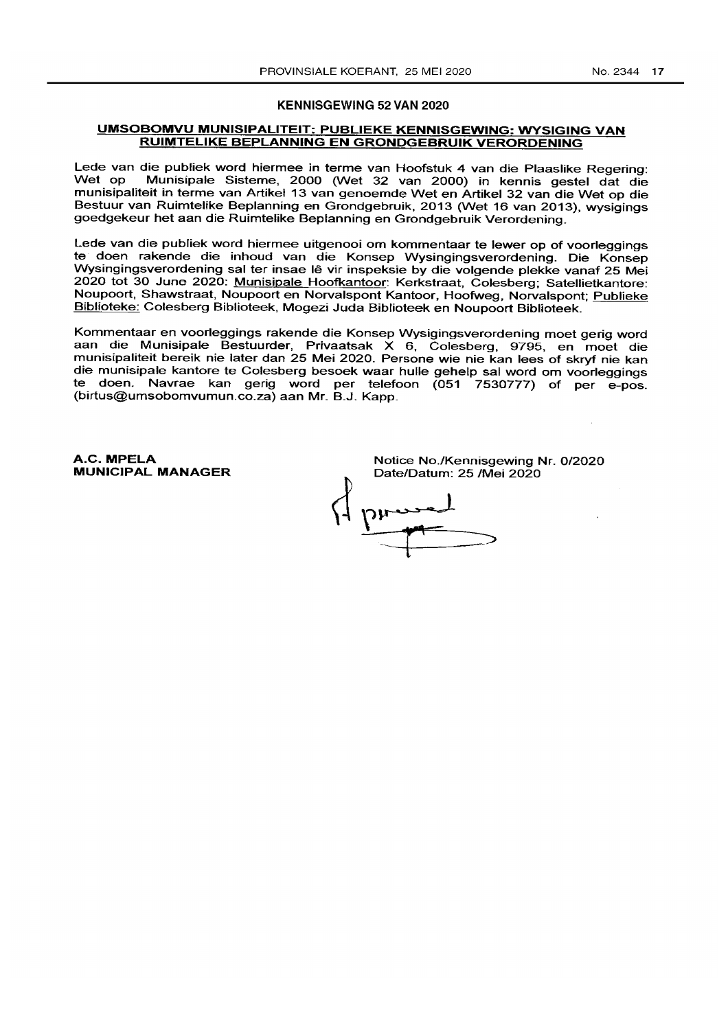## KENNISGEWING 52 VAN 2020

### UMSOBOMVU MUNISIPALITEIT: PUBLIEKE KENNISGEWING: WYSIGING VAN RUIMTELIKE BEPLANNING EN GRONDGEBRUIK VERORDENING

Lede van die publiek word hiermee in terme van Hoofstuk 4 van die Plaaslike Regering: Wet op Munisipale Sisteme, 2000 (Wet 32 van 2000) in kennis gestel dat die munisipaliteit in terme van Artikel 13 van genoemde Wet en Artikel 32 van die Wet op die Bestuur van Ruimtelike Beplanning en Grondgebruik, 2013 (Wet 16 van 2013), wysigings goedgekeur het aan die Ruimtelike Beplanning en Grondgebruik Verordening.

Lede van die publiek word hiermee uitgenooi om kommentaar te lewer op of voorleggings te doen rakende die inhoud van die Konsep Wysigingsverordening. Die Konsep Wysingingsverordening sal ter insae lê vir inspeksie by die volgende plekke vanaf 25 Mei 2020 tot 30 June 2020: Munisipale Hoofkantoor: Kerkstraat, Colesberg; Satellietkantore: Noupoort, Shawstraat, Noupoort en Norvalspont Kantoor, Hoofweg, Norvalspont; Publieke Biblioteke: Colesberg Biblioteek, Mogezi Juda Biblioteek en Noupoort Biblioteek.

Kommentaar en voorleggings rakende die Konsep Wysigingsverordening moet gerig word aan die Munisipale Bestuurder, Privaatsak X 6, Colesberg, 9795, en moet die munisipaliteit bereik nie later dan 25 Mei 2020. Persone wie nie kan lees of skryf nie kan die munisipale kantore te Colesberg besoek waar hulle gehelp sal word om voorleggings te doen. Navrae kan gerig word per telefoon (051 7530777) of per e-pos. (birtus@umsobomvumun.co.za) aan Mr. B.J. Kapp.

**A.C. MPELA**
**MUNICIPAL MANAGER**

Notice No./Kennisgewing Nr. 0/2020
Date/Datum: 25 /Mei 2020